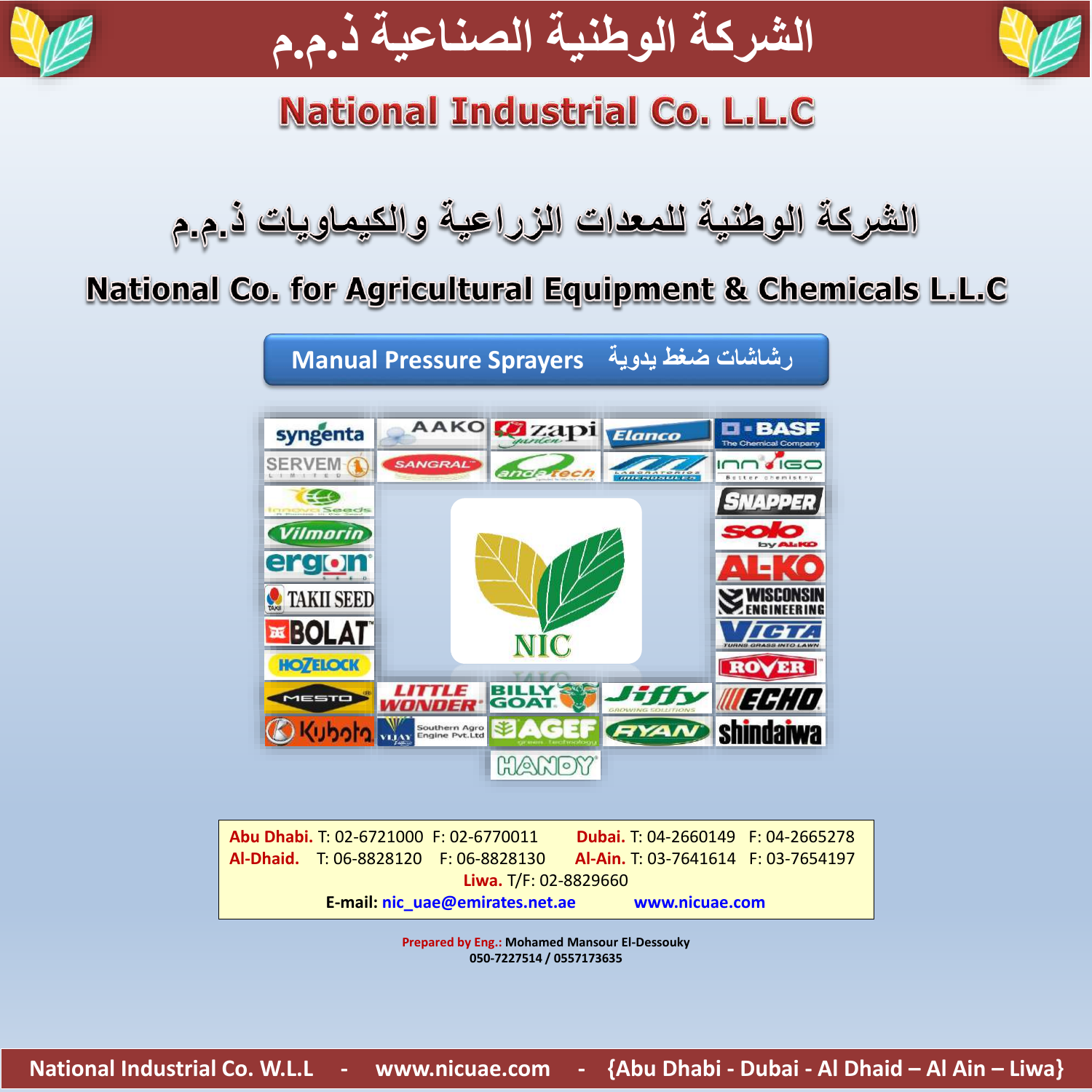# الشركة الوطنية الصناعية ذ.م.م

# National Industrial Co. L.L.C

## الشركة الوطنية للمعدات الزراعية والكيماويات ذ.م.م

## National Co. for Agricultural Equipment & Chemicals L.L.C

### Manual Pressure Sprayers رشاشات ضغط يدوية

syngenta · AAKO · zapi · Elanco · BASF The Chemical Company · SERVEM · SANGRAL · andatech · Laboratorios Microsules · innvigo · Innovat Seeds · Vilmorin · ergon seed · TAKII SEED · BOLAT · HOZELOCK · MESTO · Kubota · SNAPPER · solo by AL-KO · AL-KO · WISCONSIN ENGINEERING · VICTA · ROVER · ECHO · shindaiwa · LITTLE WONDER · BILLY GOAT · Jiffy · VIJAY Southern Agro Engine Pvt.Ltd · AGEF · RYAN · HANDY

NIC

**Abu Dhabi.** T: 02-6721000 F: 02-6770011 **Dubai.** T: 04-2660149 F: 04-2665278
**Al-Dhaid.** T: 06-8828120 F: 06-8828130 **Al-Ain.** T: 03-7641614 F: 03-7654197
**Liwa.** T/F: 02-8829660
**E-mail:** nic_uae@emirates.net.ae www.nicuae.com

**Prepared by Eng.: Mohamed Mansour El-Dessouky**
**050-7227514 / 0557173635**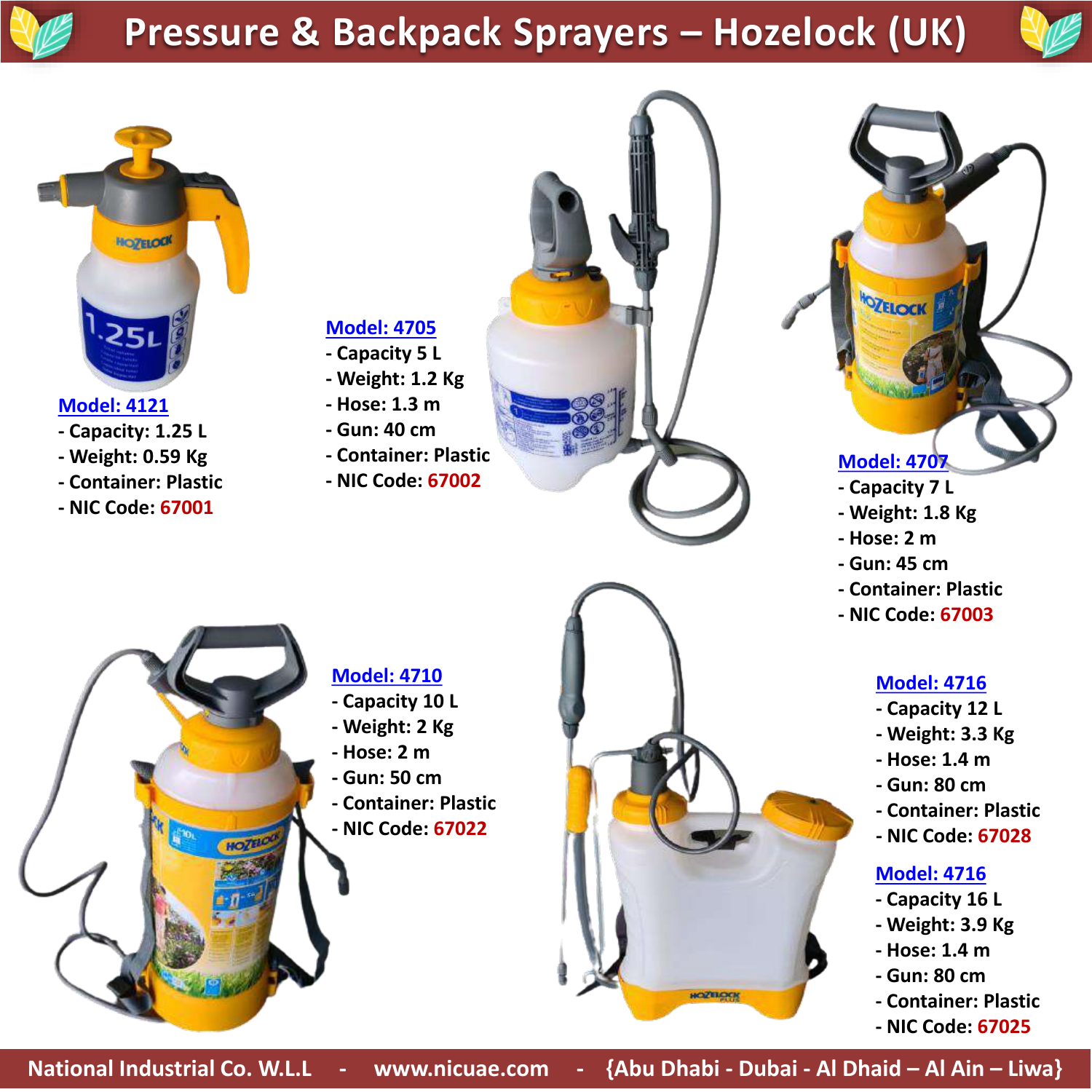# Pressure & Backpack Sprayers – Hozelock (UK)

**Model: 4121**
- Capacity: 1.25 L
- Weight: 0.59 Kg
- Container: Plastic
- NIC Code: 67001

**Model: 4705**
- Capacity 5 L
- Weight: 1.2 Kg
- Hose: 1.3 m
- Gun: 40 cm
- Container: Plastic
- NIC Code: 67002

**Model: 4707**
- Capacity 7 L
- Weight: 1.8 Kg
- Hose: 2 m
- Gun: 45 cm
- Container: Plastic
- NIC Code: 67003

**Model: 4710**
- Capacity 10 L
- Weight: 2 Kg
- Hose: 2 m
- Gun: 50 cm
- Container: Plastic
- NIC Code: 67022

**Model: 4716**
- Capacity 12 L
- Weight: 3.3 Kg
- Hose: 1.4 m
- Gun: 80 cm
- Container: Plastic
- NIC Code: 67028

**Model: 4716**
- Capacity 16 L
- Weight: 3.9 Kg
- Hose: 1.4 m
- Gun: 80 cm
- Container: Plastic
- NIC Code: 67025

National Industrial Co. W.L.L - www.nicuae.com - {Abu Dhabi - Dubai - Al Dhaid – Al Ain – Liwa}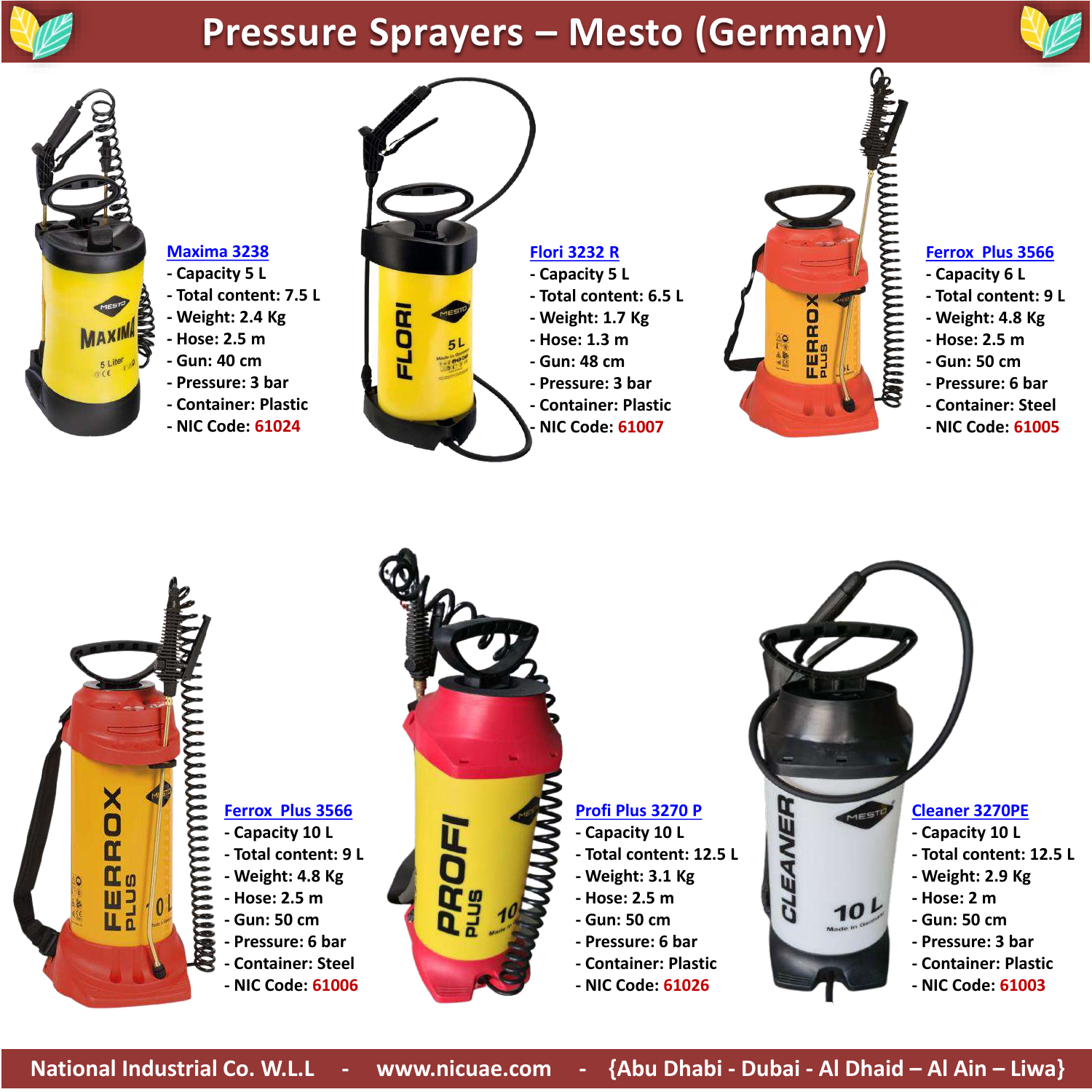# Pressure Sprayers – Mesto (Germany)

**Maxima 3238**

- Capacity 5 L
- Total content: 7.5 L
- Weight: 2.4 Kg
- Hose: 2.5 m
- Gun: 40 cm
- Pressure: 3 bar
- Container: Plastic
- NIC Code: 61024

**Flori 3232 R**

- Capacity 5 L
- Total content: 6.5 L
- Weight: 1.7 Kg
- Hose: 1.3 m
- Gun: 48 cm
- Pressure: 3 bar
- Container: Plastic
- NIC Code: 61007

**Ferrox Plus 3566**

- Capacity 6 L
- Total content: 9 L
- Weight: 4.8 Kg
- Hose: 2.5 m
- Gun: 50 cm
- Pressure: 6 bar
- Container: Steel
- NIC Code: 61005

**Ferrox Plus 3566**

- Capacity 10 L
- Total content: 9 L
- Weight: 4.8 Kg
- Hose: 2.5 m
- Gun: 50 cm
- Pressure: 6 bar
- Container: Steel
- NIC Code: 61006

**Profi Plus 3270 P**

- Capacity 10 L
- Total content: 12.5 L
- Weight: 3.1 Kg
- Hose: 2.5 m
- Gun: 50 cm
- Pressure: 6 bar
- Container: Plastic
- NIC Code: 61026

**Cleaner 3270PE**

- Capacity 10 L
- Total content: 12.5 L
- Weight: 2.9 Kg
- Hose: 2 m
- Gun: 50 cm
- Pressure: 3 bar
- Container: Plastic
- NIC Code: 61003

National Industrial Co. W.L.L - www.nicuae.com - {Abu Dhabi - Dubai - Al Dhaid – Al Ain – Liwa}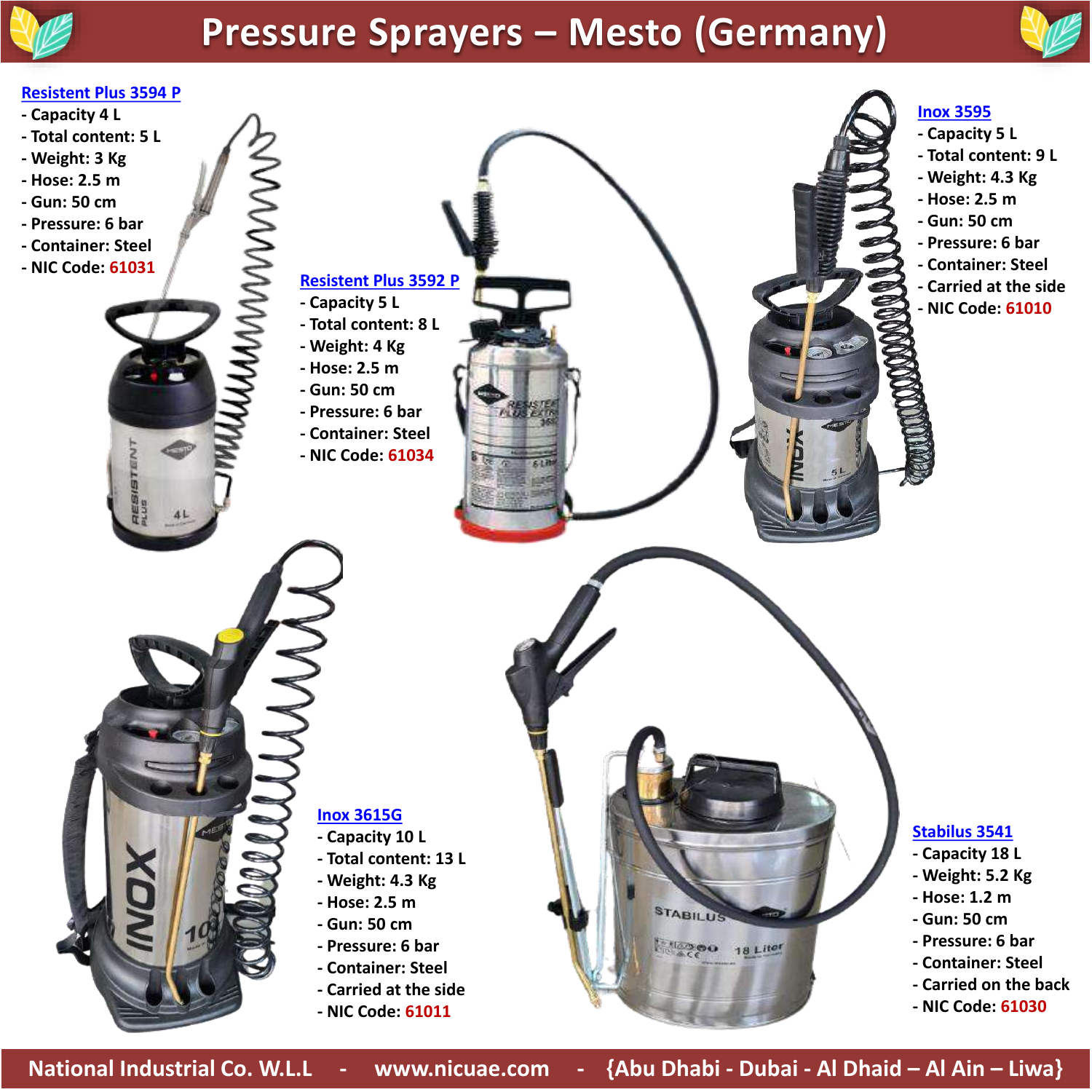# Pressure Sprayers – Mesto (Germany)

### Resistent Plus 3594 P

- Capacity 4 L
- Total content: 5 L
- Weight: 3 Kg
- Hose: 2.5 m
- Gun: 50 cm
- Pressure: 6 bar
- Container: Steel
- NIC Code: 61031

### Resistent Plus 3592 P

- Capacity 5 L
- Total content: 8 L
- Weight: 4 Kg
- Hose: 2.5 m
- Gun: 50 cm
- Pressure: 6 bar
- Container: Steel
- NIC Code: 61034

### Inox 3595

- Capacity 5 L
- Total content: 9 L
- Weight: 4.3 Kg
- Hose: 2.5 m
- Gun: 50 cm
- Pressure: 6 bar
- Container: Steel
- Carried at the side
- NIC Code: 61010

### Inox 3615G

- Capacity 10 L
- Total content: 13 L
- Weight: 4.3 Kg
- Hose: 2.5 m
- Gun: 50 cm
- Pressure: 6 bar
- Container: Steel
- Carried at the side
- NIC Code: 61011

### Stabilus 3541

- Capacity 18 L
- Weight: 5.2 Kg
- Hose: 1.2 m
- Gun: 50 cm
- Pressure: 6 bar
- Container: Steel
- Carried on the back
- NIC Code: 61030